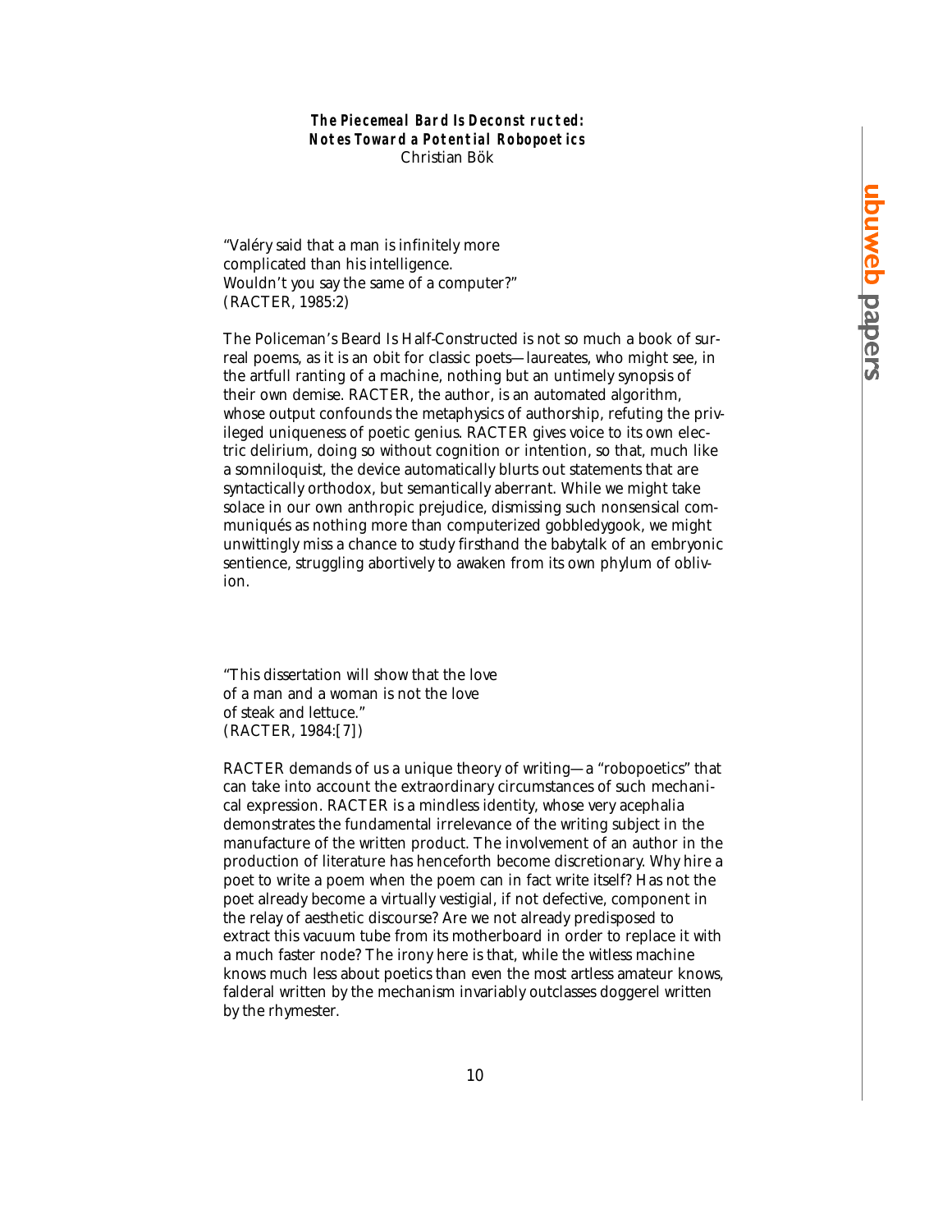# The Piecemeal Bard Is Deconstructed: Notes Toward a Potential Robopoetics

Christian Bök

"Valéry said that a man is infinitely more
complicated than his intelligence.
Wouldn't you say the same of a computer?"
(RACTER, 1985:2)

The Policeman's Beard Is Half-Constructed is not so much a book of surreal poems, as it is an obit for classic poets—laureates, who might see, in the artfull ranting of a machine, nothing but an untimely synopsis of their own demise. RACTER, the author, is an automated algorithm, whose output confounds the metaphysics of authorship, refuting the privileged uniqueness of poetic genius. RACTER gives voice to its own electric delirium, doing so without cognition or intention, so that, much like a somniloquist, the device automatically blurts out statements that are syntactically orthodox, but semantically aberrant. While we might take solace in our own anthropic prejudice, dismissing such nonsensical communiqués as nothing more than computerized gobbledygook, we might unwittingly miss a chance to study firsthand the babytalk of an embryonic sentience, struggling abortively to awaken from its own phylum of oblivion.

"This dissertation will show that the love
of a man and a woman is not the love
of steak and lettuce."
(RACTER, 1984:[7])

RACTER demands of us a unique theory of writing—a "robopoetics" that can take into account the extraordinary circumstances of such mechanical expression. RACTER is a mindless identity, whose very acephalia demonstrates the fundamental irrelevance of the writing subject in the manufacture of the written product. The involvement of an author in the production of literature has henceforth become discretionary. Why hire a poet to write a poem when the poem can in fact write itself? Has not the poet already become a virtually vestigial, if not defective, component in the relay of aesthetic discourse? Are we not already predisposed to extract this vacuum tube from its motherboard in order to replace it with a much faster node? The irony here is that, while the witless machine knows much less about poetics than even the most artless amateur knows, falderal written by the mechanism invariably outclasses doggerel written by the rhymester.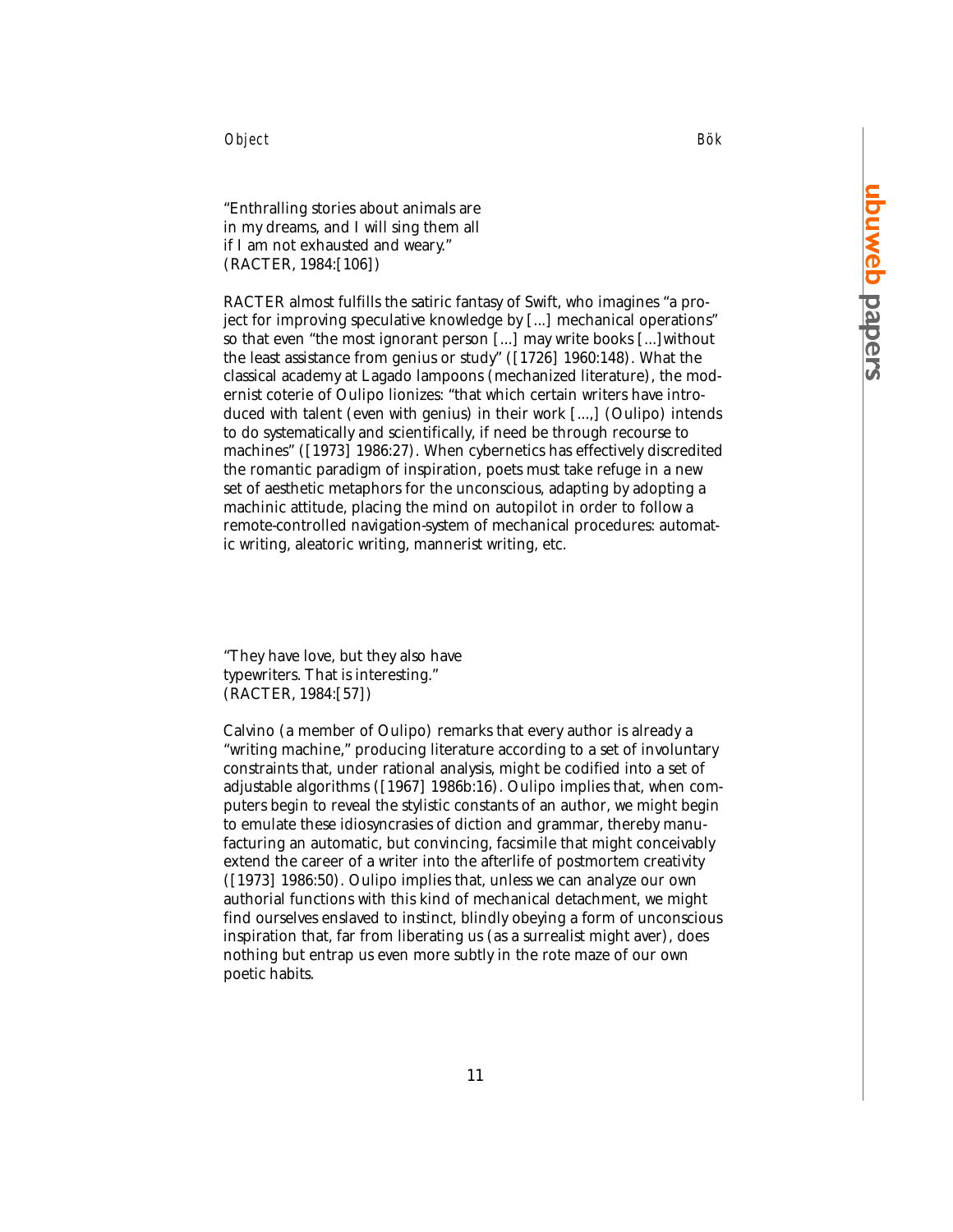"Enthralling stories about animals are
in my dreams, and I will sing them all
if I am not exhausted and weary."
(RACTER, 1984:[106])

RACTER almost fulfills the satiric fantasy of Swift, who imagines "a project for improving speculative knowledge by [...] mechanical operations" so that even "the most ignorant person [...] may write books [...] without the least assistance from genius or study" ([1726] 1960:148). What the classical academy at Lagado lampoons (mechanized literature), the modernist coterie of Oulipo lionizes: "that which certain writers have introduced with talent (even with genius) in their work [...,] (Oulipo) intends to do systematically and scientifically, if need be through recourse to machines" ([1973] 1986:27). When cybernetics has effectively discredited the romantic paradigm of inspiration, poets must take refuge in a new set of aesthetic metaphors for the unconscious, adapting by adopting a machinic attitude, placing the mind on autopilot in order to follow a remote-controlled navigation-system of mechanical procedures: automatic writing, aleatoric writing, mannerist writing, etc.

"They have love, but they also have
typewriters. That is interesting."
(RACTER, 1984:[57])

Calvino (a member of Oulipo) remarks that every author is already a "writing machine," producing literature according to a set of involuntary constraints that, under rational analysis, might be codified into a set of adjustable algorithms ([1967] 1986b:16). Oulipo implies that, when computers begin to reveal the stylistic constants of an author, we might begin to emulate these idiosyncrasies of diction and grammar, thereby manufacturing an automatic, but convincing, facsimile that might conceivably extend the career of a writer into the afterlife of postmortem creativity ([1973] 1986:50). Oulipo implies that, unless we can analyze our own authorial functions with this kind of mechanical detachment, we might find ourselves enslaved to instinct, blindly obeying a form of unconscious inspiration that, far from liberating us (as a surrealist might aver), does nothing but entrap us even more subtly in the rote maze of our own poetic habits.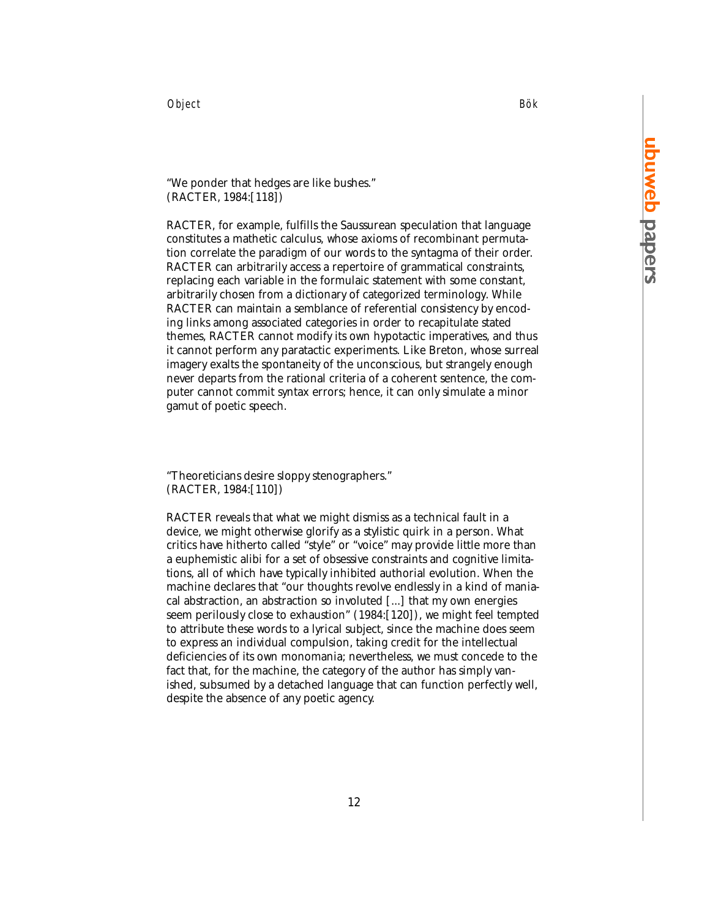"We ponder that hedges are like bushes."
(RACTER, 1984:[118])

RACTER, for example, fulfills the Saussurean speculation that language constitutes a mathetic calculus, whose axioms of recombinant permutation correlate the paradigm of our words to the syntagma of their order. RACTER can arbitrarily access a repertoire of grammatical constraints, replacing each variable in the formulaic statement with some constant, arbitrarily chosen from a dictionary of categorized terminology. While RACTER can maintain a semblance of referential consistency by encoding links among associated categories in order to recapitulate stated themes, RACTER cannot modify its own hypotactic imperatives, and thus it cannot perform any paratactic experiments. Like Breton, whose surreal imagery exalts the spontaneity of the unconscious, but strangely enough never departs from the rational criteria of a coherent sentence, the computer cannot commit syntax errors; hence, it can only simulate a minor gamut of poetic speech.

"Theoreticians desire sloppy stenographers."
(RACTER, 1984:[110])

RACTER reveals that what we might dismiss as a technical fault in a device, we might otherwise glorify as a stylistic quirk in a person. What critics have hitherto called "style" or "voice" may provide little more than a euphemistic alibi for a set of obsessive constraints and cognitive limitations, all of which have typically inhibited authorial evolution. When the machine declares that "our thoughts revolve endlessly in a kind of maniacal abstraction, an abstraction so involuted [...] that my own energies seem perilously close to exhaustion" (1984:[120]), we might feel tempted to attribute these words to a lyrical subject, since the machine does seem to express an individual compulsion, taking credit for the intellectual deficiencies of its own monomania; nevertheless, we must concede to the fact that, for the machine, the category of the author has simply vanished, subsumed by a detached language that can function perfectly well, despite the absence of any poetic agency.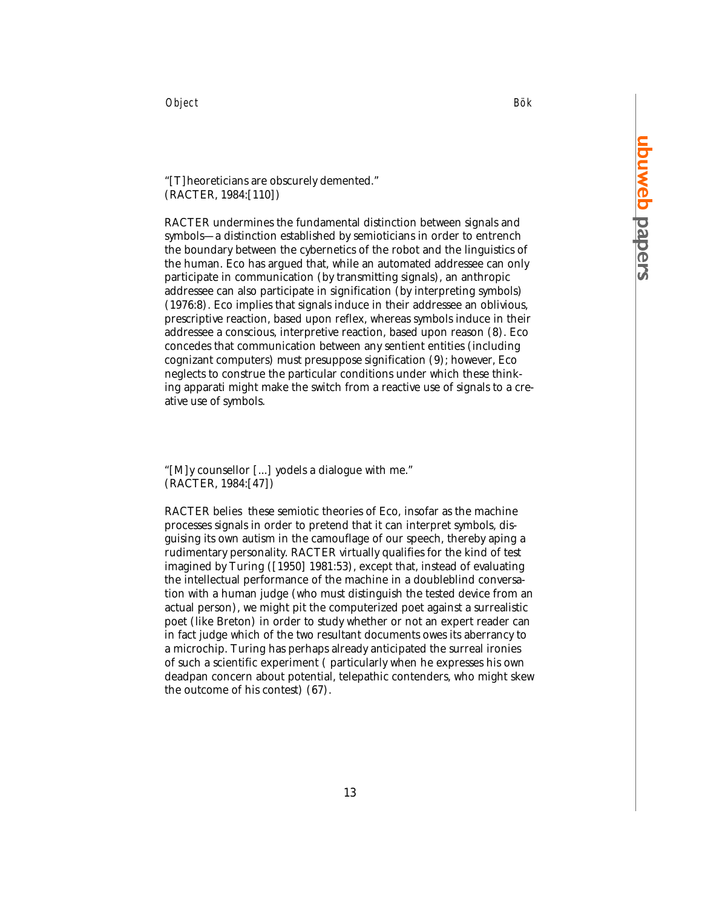"[T]heoreticians are obscurely demented."
(RACTER, 1984:[110])

RACTER undermines the fundamental distinction between signals and symbols—a distinction established by semioticians in order to entrench the boundary between the cybernetics of the robot and the linguistics of the human. Eco has argued that, while an automated addressee can only participate in communication (by transmitting signals), an anthropic addressee can also participate in signification (by interpreting symbols) (1976:8). Eco implies that signals induce in their addressee an oblivious, prescriptive reaction, based upon reflex, whereas symbols induce in their addressee a conscious, interpretive reaction, based upon reason (8). Eco concedes that communication between any sentient entities (including cognizant computers) must presuppose signification (9); however, Eco neglects to construe the particular conditions under which these thinking apparati might make the switch from a reactive use of signals to a creative use of symbols.

"[M]y counsellor [...] yodels a dialogue with me."
(RACTER, 1984:[47])

RACTER belies these semiotic theories of Eco, insofar as the machine processes signals in order to pretend that it can interpret symbols, disguising its own autism in the camouflage of our speech, thereby aping a rudimentary personality. RACTER virtually qualifies for the kind of test imagined by Turing ([1950] 1981:53), except that, instead of evaluating the intellectual performance of the machine in a doubleblind conversation with a human judge (who must distinguish the tested device from an actual person), we might pit the computerized poet against a surrealistic poet (like Breton) in order to study whether or not an expert reader can in fact judge which of the two resultant documents owes its aberrancy to a microchip. Turing has perhaps already anticipated the surreal ironies of such a scientific experiment ( particularly when he expresses his own deadpan concern about potential, telepathic contenders, who might skew the outcome of his contest) (67).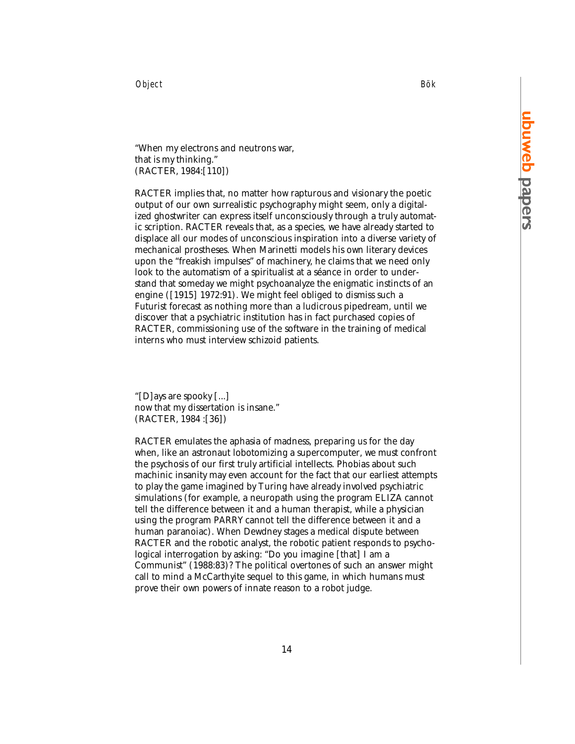"When my electrons and neutrons war,
that is my thinking."
(RACTER, 1984:[110])

RACTER implies that, no matter how rapturous and visionary the poetic output of our own surrealistic psychography might seem, only a digitalized ghostwriter can express itself unconsciously through a truly automatic scription. RACTER reveals that, as a species, we have already started to displace all our modes of unconscious inspiration into a diverse variety of mechanical prostheses. When Marinetti models his own literary devices upon the "freakish impulses" of machinery, he claims that we need only look to the automatism of a spiritualist at a séance in order to understand that someday we might psychoanalyze the enigmatic instincts of an engine ([1915] 1972:91). We might feel obliged to dismiss such a Futurist forecast as nothing more than a ludicrous pipedream, until we discover that a psychiatric institution has in fact purchased copies of RACTER, commissioning use of the software in the training of medical interns who must interview schizoid patients.

"[D]ays are spooky [...]
now that my dissertation is insane."
(RACTER, 1984 :[36])

RACTER emulates the aphasia of madness, preparing us for the day when, like an astronaut lobotomizing a supercomputer, we must confront the psychosis of our first truly artificial intellects. Phobias about such machinic insanity may even account for the fact that our earliest attempts to play the game imagined by Turing have already involved psychiatric simulations (for example, a neuropath using the program ELIZA cannot tell the difference between it and a human therapist, while a physician using the program PARRY cannot tell the difference between it and a human paranoiac). When Dewdney stages a medical dispute between RACTER and the robotic analyst, the robotic patient responds to psychological interrogation by asking: "Do you imagine [that] I am a Communist" (1988:83)? The political overtones of such an answer might call to mind a McCarthyite sequel to this game, in which humans must prove their own powers of innate reason to a robot judge.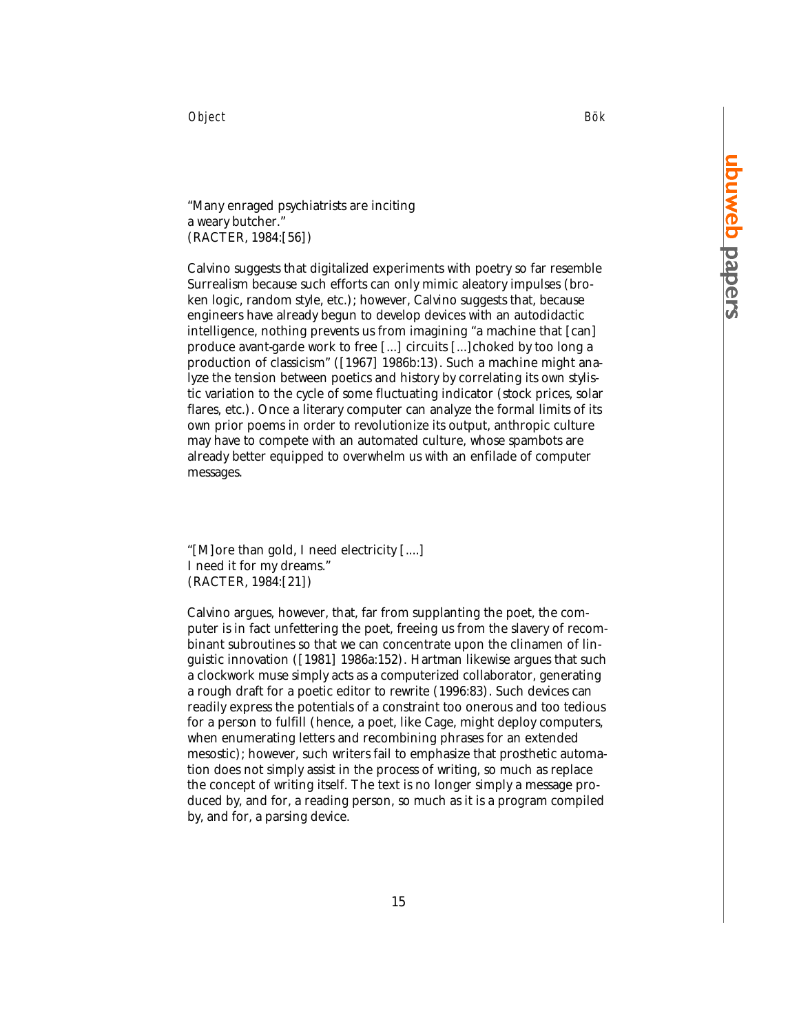"Many enraged psychiatrists are inciting
a weary butcher."
(RACTER, 1984:[56])

Calvino suggests that digitalized experiments with poetry so far resemble Surrealism because such efforts can only mimic aleatory impulses (broken logic, random style, etc.); however, Calvino suggests that, because engineers have already begun to develop devices with an autodidactic intelligence, nothing prevents us from imagining "a machine that [can] produce avant-garde work to free [...] circuits [...] choked by too long a production of classicism" ([1967] 1986b:13). Such a machine might analyze the tension between poetics and history by correlating its own stylistic variation to the cycle of some fluctuating indicator (stock prices, solar flares, etc.). Once a literary computer can analyze the formal limits of its own prior poems in order to revolutionize its output, anthropic culture may have to compete with an automated culture, whose spambots are already better equipped to overwhelm us with an enfilade of computer messages.

"[M]ore than gold, I need electricity [....]
I need it for my dreams."
(RACTER, 1984:[21])

Calvino argues, however, that, far from supplanting the poet, the computer is in fact unfettering the poet, freeing us from the slavery of recombinant subroutines so that we can concentrate upon the clinamen of linguistic innovation ([1981] 1986a:152). Hartman likewise argues that such a clockwork muse simply acts as a computerized collaborator, generating a rough draft for a poetic editor to rewrite (1996:83). Such devices can readily express the potentials of a constraint too onerous and too tedious for a person to fulfill (hence, a poet, like Cage, might deploy computers, when enumerating letters and recombining phrases for an extended mesostic); however, such writers fail to emphasize that prosthetic automation does not simply assist in the process of writing, so much as replace the concept of writing itself. The text is no longer simply a message produced by, and for, a reading person, so much as it is a program compiled by, and for, a parsing device.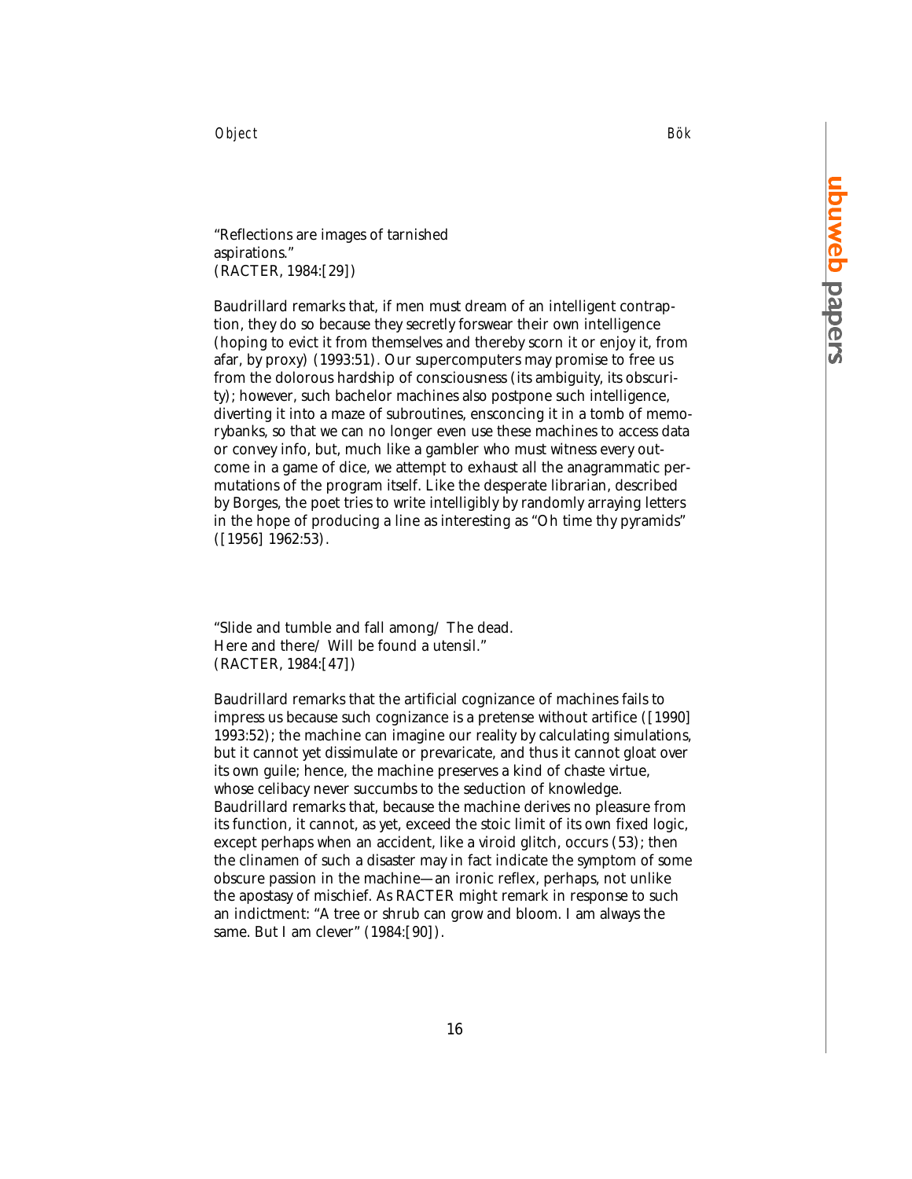"Reflections are images of tarnished aspirations."
(RACTER, 1984:[29])

Baudrillard remarks that, if men must dream of an intelligent contraption, they do so because they secretly forswear their own intelligence (hoping to evict it from themselves and thereby scorn it or enjoy it, from afar, by proxy) (1993:51). Our supercomputers may promise to free us from the dolorous hardship of consciousness (its ambiguity, its obscurity); however, such bachelor machines also postpone such intelligence, diverting it into a maze of subroutines, ensconcing it in a tomb of memorybanks, so that we can no longer even use these machines to access data or convey info, but, much like a gambler who must witness every outcome in a game of dice, we attempt to exhaust all the anagrammatic permutations of the program itself. Like the desperate librarian, described by Borges, the poet tries to write intelligibly by randomly arraying letters in the hope of producing a line as interesting as "Oh time thy pyramids" ([1956] 1962:53).

"Slide and tumble and fall among/ The dead.
Here and there/ Will be found a utensil."
(RACTER, 1984:[47])

Baudrillard remarks that the artificial cognizance of machines fails to impress us because such cognizance is a pretense without artifice ([1990] 1993:52); the machine can imagine our reality by calculating simulations, but it cannot yet dissimulate or prevaricate, and thus it cannot gloat over its own guile; hence, the machine preserves a kind of chaste virtue, whose celibacy never succumbs to the seduction of knowledge. Baudrillard remarks that, because the machine derives no pleasure from its function, it cannot, as yet, exceed the stoic limit of its own fixed logic, except perhaps when an accident, like a viroid glitch, occurs (53); then the clinamen of such a disaster may in fact indicate the symptom of some obscure passion in the machine—an ironic reflex, perhaps, not unlike the apostasy of mischief. As RACTER might remark in response to such an indictment: "A tree or shrub can grow and bloom. I am always the same. But I am clever" (1984:[90]).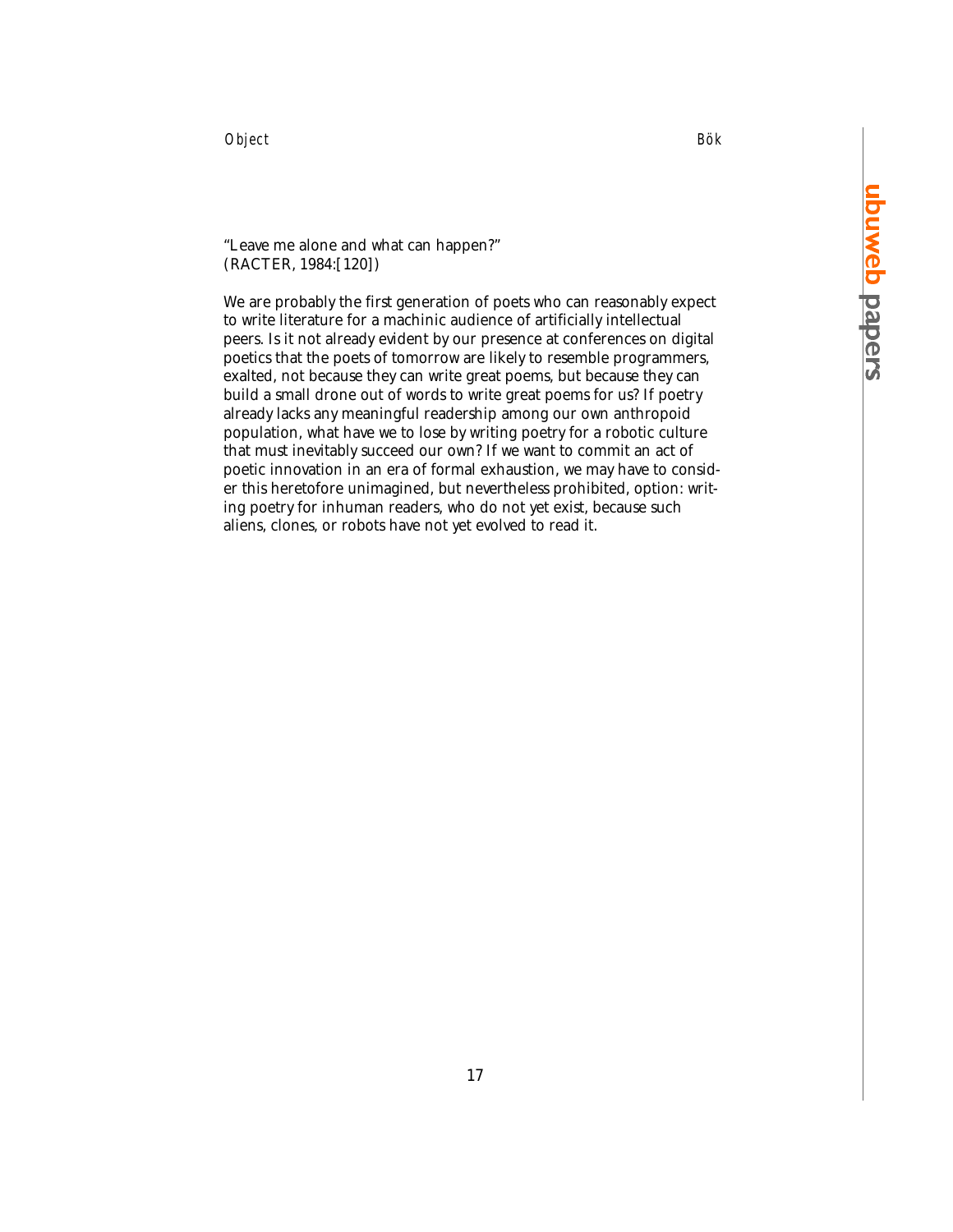"Leave me alone and what can happen?"
(RACTER, 1984:[120])

We are probably the first generation of poets who can reasonably expect to write literature for a machinic audience of artificially intellectual peers. Is it not already evident by our presence at conferences on digital poetics that the poets of tomorrow are likely to resemble programmers, exalted, not because they can write great poems, but because they can build a small drone out of words to write great poems for us? If poetry already lacks any meaningful readership among our own anthropoid population, what have we to lose by writing poetry for a robotic culture that must inevitably succeed our own? If we want to commit an act of poetic innovation in an era of formal exhaustion, we may have to consider this heretofore unimagined, but nevertheless prohibited, option: writing poetry for inhuman readers, who do not yet exist, because such aliens, clones, or robots have not yet evolved to read it.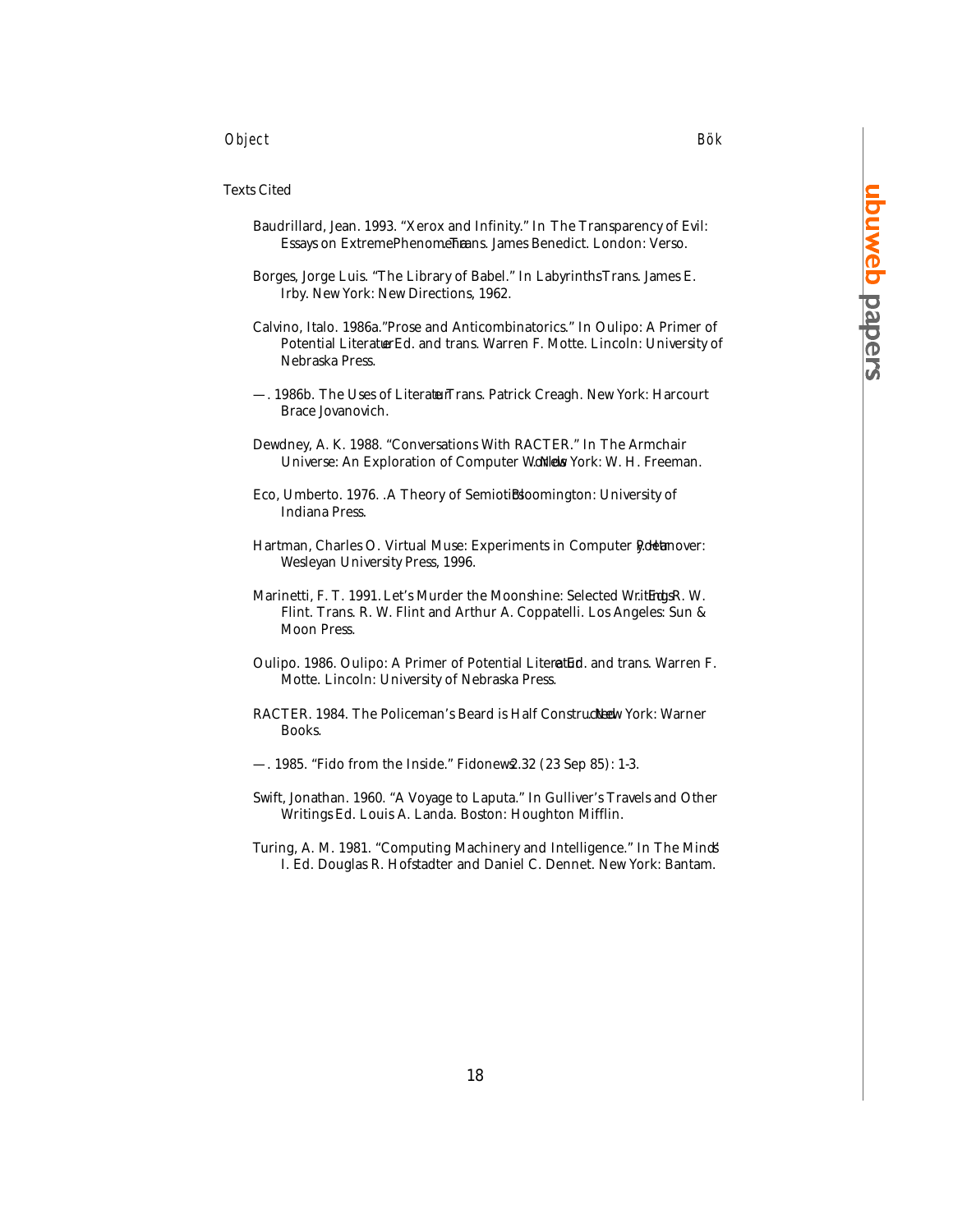## Texts Cited

Baudrillard, Jean. 1993. "Xerox and Infinity." In *The Transparency of Evil: Essays on Extreme Phenomena*. Trans. James Benedict. London: Verso.

Borges, Jorge Luis. "The Library of Babel." In *Labyrinths*. Trans. James E. Irby. New York: New Directions, 1962.

Calvino, Italo. 1986a. "Prose and Anticombinatorics." In *Oulipo: A Primer of Potential Literature*. Ed. and trans. Warren F. Motte. Lincoln: University of Nebraska Press.

—. 1986b. *The Uses of Literature*. Trans. Patrick Creagh. New York: Harcourt Brace Jovanovich.

Dewdney, A. K. 1988. "Conversations With RACTER." In *The Armchair Universe: An Exploration of Computer Worlds*. New York: W. H. Freeman.

Eco, Umberto. 1976. *A Theory of Semiotics*. Bloomington: University of Indiana Press.

Hartman, Charles O. *Virtual Muse: Experiments in Computer Poetry*. Hanover: Wesleyan University Press, 1996.

Marinetti, F. T. 1991. *Let's Murder the Moonshine: Selected Writings*. Ed. R. W. Flint. Trans. R. W. Flint and Arthur A. Coppatelli. Los Angeles: Sun & Moon Press.

Oulipo. 1986. *Oulipo: A Primer of Potential Literature*. Ed. and trans. Warren F. Motte. Lincoln: University of Nebraska Press.

RACTER. 1984. *The Policeman's Beard is Half Constructed*. New York: Warner Books.

—. 1985. "Fido from the Inside." *Fidonews* 2.32 (23 Sep 85): 1-3.

Swift, Jonathan. 1960. "A Voyage to Laputa." In *Gulliver's Travels and Other Writings*. Ed. Louis A. Landa. Boston: Houghton Mifflin.

Turing, A. M. 1981. "Computing Machinery and Intelligence." In *The Mind's I*. Ed. Douglas R. Hofstadter and Daniel C. Dennet. New York: Bantam.